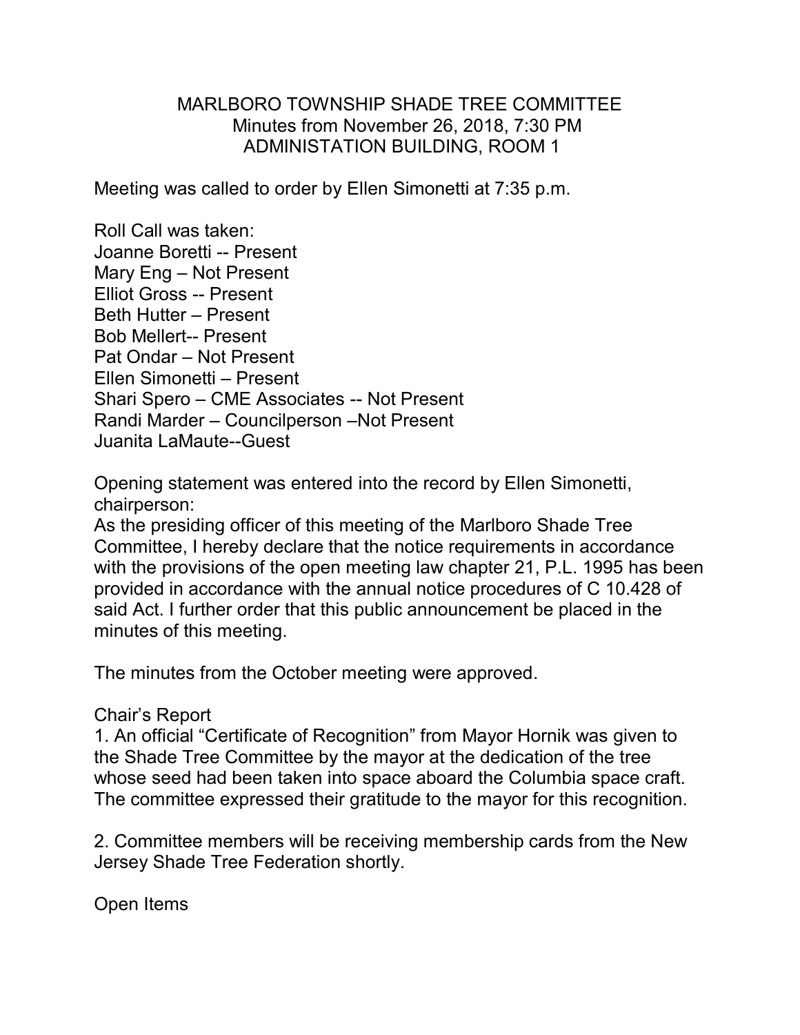# MARLBORO TOWNSHIP SHADE TREE COMMITTEE
## Minutes from November 26, 2018, 7:30 PM
## ADMINISTATION BUILDING, ROOM 1

Meeting was called to order by Ellen Simonetti at 7:35 p.m.

Roll Call was taken:
Joanne Boretti -- Present
Mary Eng – Not Present
Elliot Gross -- Present
Beth Hutter – Present
Bob Mellert-- Present
Pat Ondar – Not Present
Ellen Simonetti – Present
Shari Spero – CME Associates -- Not Present
Randi Marder – Councilperson –Not Present
Juanita LaMaute--Guest

Opening statement was entered into the record by Ellen Simonetti, chairperson:
As the presiding officer of this meeting of the Marlboro Shade Tree Committee, I hereby declare that the notice requirements in accordance with the provisions of the open meeting law chapter 21, P.L. 1995 has been provided in accordance with the annual notice procedures of C 10.428 of said Act. I further order that this public announcement be placed in the minutes of this meeting.

The minutes from the October meeting were approved.

Chair's Report

1. An official "Certificate of Recognition" from Mayor Hornik was given to the Shade Tree Committee by the mayor at the dedication of the tree whose seed had been taken into space aboard the Columbia space craft. The committee expressed their gratitude to the mayor for this recognition.

2. Committee members will be receiving membership cards from the New Jersey Shade Tree Federation shortly.

Open Items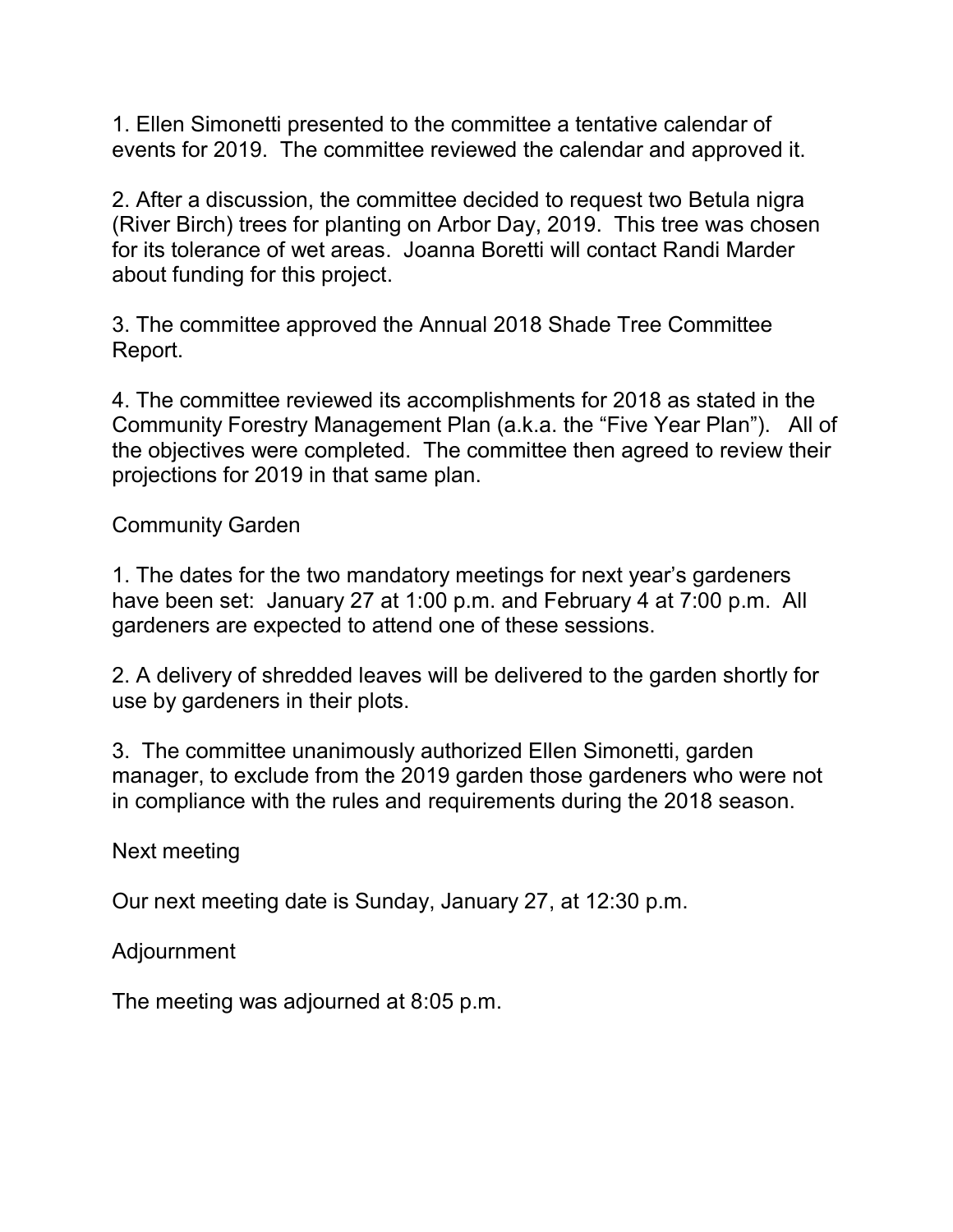1. Ellen Simonetti presented to the committee a tentative calendar of events for 2019. The committee reviewed the calendar and approved it.

2. After a discussion, the committee decided to request two Betula nigra (River Birch) trees for planting on Arbor Day, 2019. This tree was chosen for its tolerance of wet areas. Joanna Boretti will contact Randi Marder about funding for this project.

3. The committee approved the Annual 2018 Shade Tree Committee Report.

4. The committee reviewed its accomplishments for 2018 as stated in the Community Forestry Management Plan (a.k.a. the "Five Year Plan"). All of the objectives were completed. The committee then agreed to review their projections for 2019 in that same plan.

## Community Garden

1. The dates for the two mandatory meetings for next year's gardeners have been set: January 27 at 1:00 p.m. and February 4 at 7:00 p.m. All gardeners are expected to attend one of these sessions.

2. A delivery of shredded leaves will be delivered to the garden shortly for use by gardeners in their plots.

3. The committee unanimously authorized Ellen Simonetti, garden manager, to exclude from the 2019 garden those gardeners who were not in compliance with the rules and requirements during the 2018 season.

## Next meeting

Our next meeting date is Sunday, January 27, at 12:30 p.m.

## Adjournment

The meeting was adjourned at 8:05 p.m.